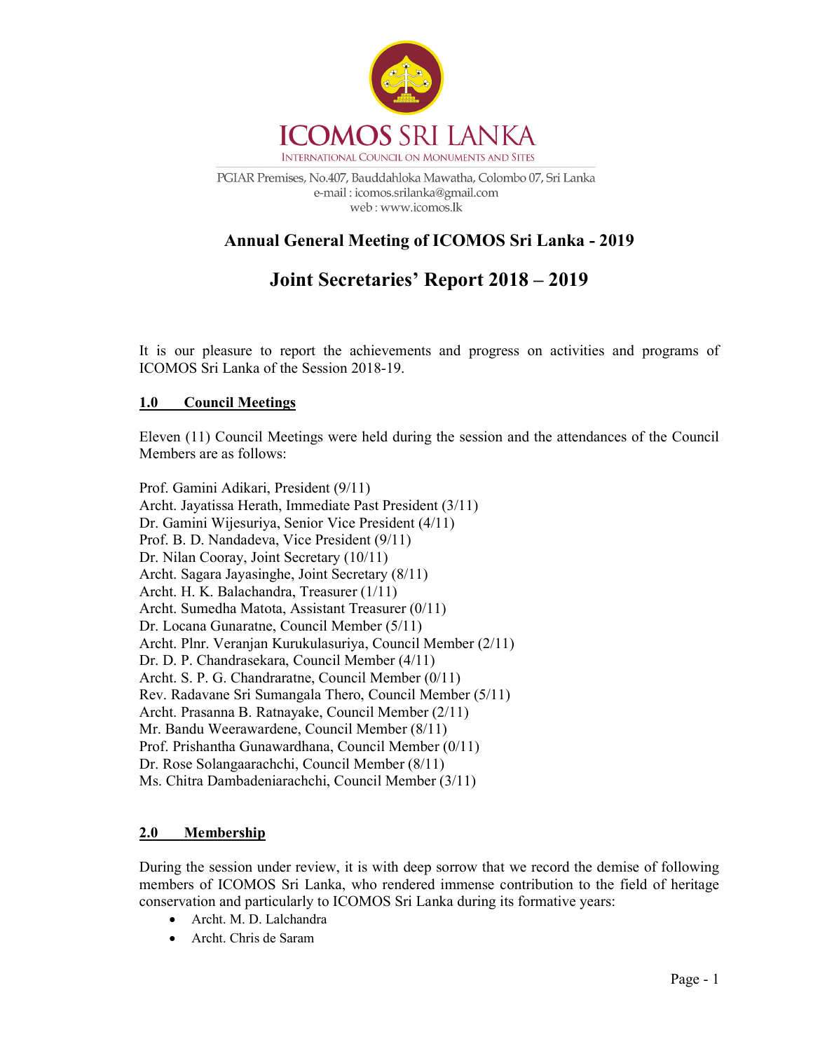# ICOMOS SRI LANKA

INTERNATIONAL COUNCIL ON MONUMENTS AND SITES

PGIAR Premises, No.407, Bauddahloka Mawatha, Colombo 07, Sri Lanka
e-mail : icomos.srilanka@gmail.com
web : www.icomos.lk

## Annual General Meeting of ICOMOS Sri Lanka - 2019

## Joint Secretaries' Report 2018 – 2019

It is our pleasure to report the achievements and progress on activities and programs of ICOMOS Sri Lanka of the Session 2018-19.

### 1.0 Council Meetings

Eleven (11) Council Meetings were held during the session and the attendances of the Council Members are as follows:

Prof. Gamini Adikari, President (9/11)
Archt. Jayatissa Herath, Immediate Past President (3/11)
Dr. Gamini Wijesuriya, Senior Vice President (4/11)
Prof. B. D. Nandadeva, Vice President (9/11)
Dr. Nilan Cooray, Joint Secretary (10/11)
Archt. Sagara Jayasinghe, Joint Secretary (8/11)
Archt. H. K. Balachandra, Treasurer (1/11)
Archt. Sumedha Matota, Assistant Treasurer (0/11)
Dr. Locana Gunaratne, Council Member (5/11)
Archt. Plnr. Veranjan Kurukulasuriya, Council Member (2/11)
Dr. D. P. Chandrasekara, Council Member (4/11)
Archt. S. P. G. Chandraratne, Council Member (0/11)
Rev. Radavane Sri Sumangala Thero, Council Member (5/11)
Archt. Prasanna B. Ratnayake, Council Member (2/11)
Mr. Bandu Weerawardene, Council Member (8/11)
Prof. Prishantha Gunawardhana, Council Member (0/11)
Dr. Rose Solangaarachchi, Council Member (8/11)
Ms. Chitra Dambadeniarachchi, Council Member (3/11)

### 2.0 Membership

During the session under review, it is with deep sorrow that we record the demise of following members of ICOMOS Sri Lanka, who rendered immense contribution to the field of heritage conservation and particularly to ICOMOS Sri Lanka during its formative years:

- Archt. M. D. Lalchandra
- Archt. Chris de Saram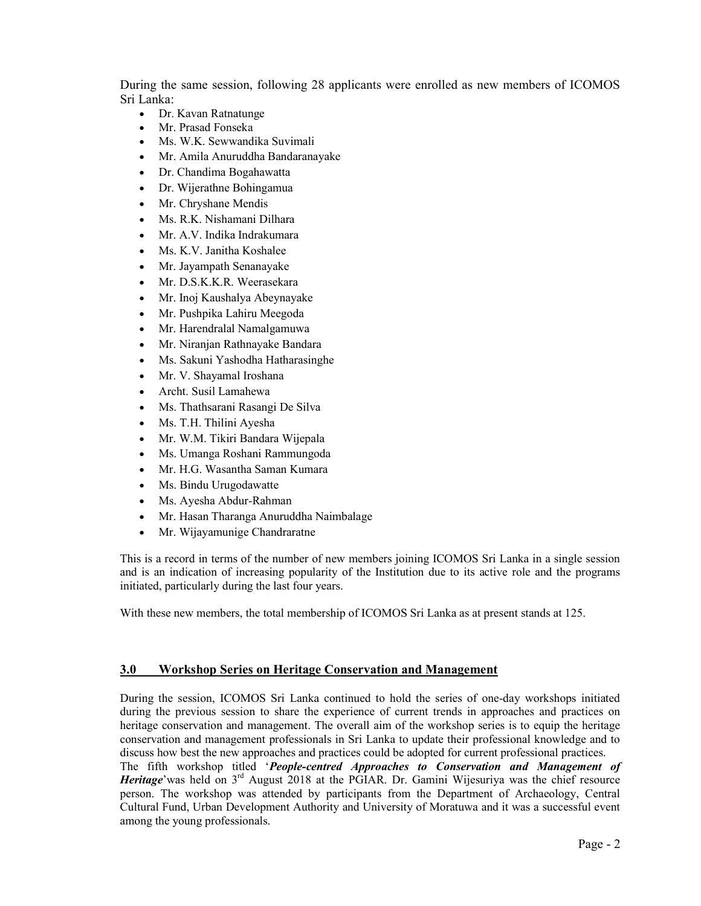During the same session, following 28 applicants were enrolled as new members of ICOMOS Sri Lanka:

- Dr. Kavan Ratnatunge
- Mr. Prasad Fonseka
- Ms. W.K. Sewwandika Suvimali
- Mr. Amila Anuruddha Bandaranayake
- Dr. Chandima Bogahawatta
- Dr. Wijerathne Bohingamua
- Mr. Chryshane Mendis
- Ms. R.K. Nishamani Dilhara
- Mr. A.V. Indika Indrakumara
- Ms. K.V. Janitha Koshalee
- Mr. Jayampath Senanayake
- Mr. D.S.K.K.R. Weerasekara
- Mr. Inoj Kaushalya Abeynayake
- Mr. Pushpika Lahiru Meegoda
- Mr. Harendralal Namalgamuwa
- Mr. Niranjan Rathnayake Bandara
- Ms. Sakuni Yashodha Hatharasinghe
- Mr. V. Shayamal Iroshana
- Archt. Susil Lamahewa
- Ms. Thathsarani Rasangi De Silva
- Ms. T.H. Thilini Ayesha
- Mr. W.M. Tikiri Bandara Wijepala
- Ms. Umanga Roshani Rammungoda
- Mr. H.G. Wasantha Saman Kumara
- Ms. Bindu Urugodawatte
- Ms. Ayesha Abdur-Rahman
- Mr. Hasan Tharanga Anuruddha Naimbalage
- Mr. Wijayamunige Chandraratne

This is a record in terms of the number of new members joining ICOMOS Sri Lanka in a single session and is an indication of increasing popularity of the Institution due to its active role and the programs initiated, particularly during the last four years.

With these new members, the total membership of ICOMOS Sri Lanka as at present stands at 125.

## 3.0 Workshop Series on Heritage Conservation and Management

During the session, ICOMOS Sri Lanka continued to hold the series of one-day workshops initiated during the previous session to share the experience of current trends in approaches and practices on heritage conservation and management. The overall aim of the workshop series is to equip the heritage conservation and management professionals in Sri Lanka to update their professional knowledge and to discuss how best the new approaches and practices could be adopted for current professional practices.
The fifth workshop titled '***People-centred Approaches to Conservation and Management of Heritage***'was held on 3rd August 2018 at the PGIAR. Dr. Gamini Wijesuriya was the chief resource person. The workshop was attended by participants from the Department of Archaeology, Central Cultural Fund, Urban Development Authority and University of Moratuwa and it was a successful event among the young professionals.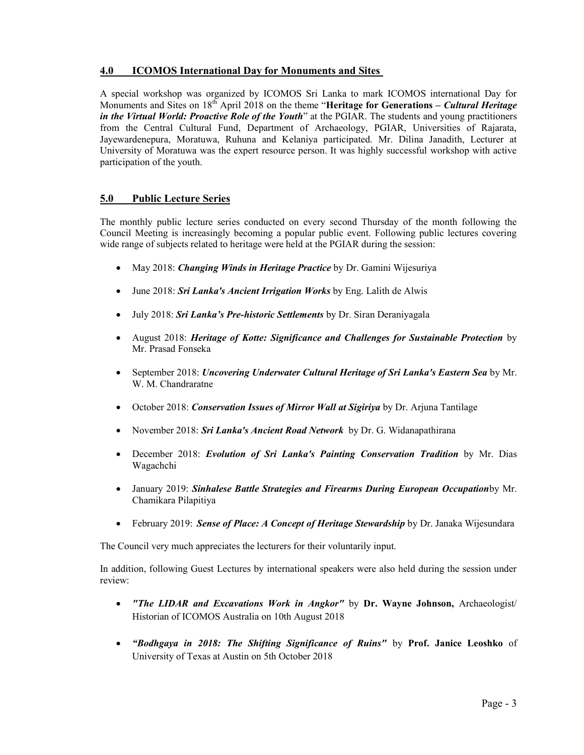## 4.0 ICOMOS International Day for Monuments and Sites

A special workshop was organized by ICOMOS Sri Lanka to mark ICOMOS international Day for Monuments and Sites on 18th April 2018 on the theme "**Heritage for Generations –** ***Cultural Heritage in the Virtual World: Proactive Role of the Youth***" at the PGIAR. The students and young practitioners from the Central Cultural Fund, Department of Archaeology, PGIAR, Universities of Rajarata, Jayewardenepura, Moratuwa, Ruhuna and Kelaniya participated. Mr. Dilina Janadith, Lecturer at University of Moratuwa was the expert resource person. It was highly successful workshop with active participation of the youth.

## 5.0 Public Lecture Series

The monthly public lecture series conducted on every second Thursday of the month following the Council Meeting is increasingly becoming a popular public event. Following public lectures covering wide range of subjects related to heritage were held at the PGIAR during the session:

- May 2018: ***Changing Winds in Heritage Practice*** by Dr. Gamini Wijesuriya
- June 2018: ***Sri Lanka's Ancient Irrigation Works*** by Eng. Lalith de Alwis
- July 2018: ***Sri Lanka's Pre-historic Settlements*** by Dr. Siran Deraniyagala
- August 2018: ***Heritage of Kotte: Significance and Challenges for Sustainable Protection*** by Mr. Prasad Fonseka
- September 2018: ***Uncovering Underwater Cultural Heritage of Sri Lanka's Eastern Sea*** by Mr. W. M. Chandraratne
- October 2018: ***Conservation Issues of Mirror Wall at Sigiriya*** by Dr. Arjuna Tantilage
- November 2018: ***Sri Lanka's Ancient Road Network*** by Dr. G. Widanapathirana
- December 2018: ***Evolution of Sri Lanka's Painting Conservation Tradition*** by Mr. Dias Wagachchi
- January 2019: ***Sinhalese Battle Strategies and Firearms During European Occupation***by Mr. Chamikara Pilapitiya
- February 2019: ***Sense of Place: A Concept of Heritage Stewardship*** by Dr. Janaka Wijesundara

The Council very much appreciates the lecturers for their voluntarily input.

In addition, following Guest Lectures by international speakers were also held during the session under review:

- ***"The LIDAR and Excavations Work in Angkor"*** by **Dr. Wayne Johnson,** Archaeologist/ Historian of ICOMOS Australia on 10th August 2018
- ***"Bodhgaya in 2018: The Shifting Significance of Ruins"*** by **Prof. Janice Leoshko** of University of Texas at Austin on 5th October 2018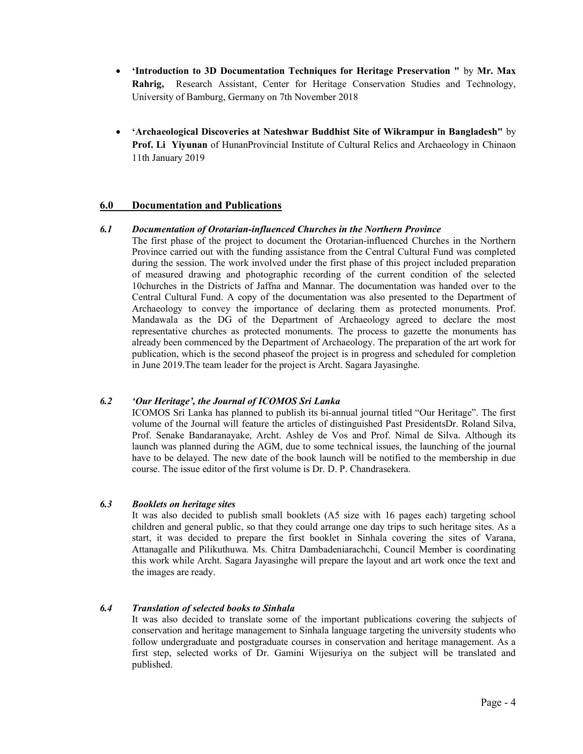- **'Introduction to 3D Documentation Techniques for Heritage Preservation "** by **Mr. Max Rahrig,** Research Assistant, Center for Heritage Conservation Studies and Technology, University of Bamburg, Germany on 7th November 2018

- **'Archaeological Discoveries at Nateshwar Buddhist Site of Wikrampur in Bangladesh"** by **Prof. Li Yiyunan** of HunanProvincial Institute of Cultural Relics and Archaeology in Chinaon 11th January 2019

## 6.0 Documentation and Publications

### *6.1 Documentation of Orotarian-influenced Churches in the Northern Province*

The first phase of the project to document the Orotarian-influenced Churches in the Northern Province carried out with the funding assistance from the Central Cultural Fund was completed during the session. The work involved under the first phase of this project included preparation of measured drawing and photographic recording of the current condition of the selected 10churches in the Districts of Jaffna and Mannar. The documentation was handed over to the Central Cultural Fund. A copy of the documentation was also presented to the Department of Archaeology to convey the importance of declaring them as protected monuments. Prof. Mandawala as the DG of the Department of Archaeology agreed to declare the most representative churches as protected monuments. The process to gazette the monuments has already been commenced by the Department of Archaeology. The preparation of the art work for publication, which is the second phaseof the project is in progress and scheduled for completion in June 2019.The team leader for the project is Archt. Sagara Jayasinghe.

### *6.2 'Our Heritage', the Journal of ICOMOS Sri Lanka*

ICOMOS Sri Lanka has planned to publish its bi-annual journal titled "Our Heritage". The first volume of the Journal will feature the articles of distinguished Past PresidentsDr. Roland Silva, Prof. Senake Bandaranayake, Archt. Ashley de Vos and Prof. Nimal de Silva. Although its launch was planned during the AGM, due to some technical issues, the launching of the journal have to be delayed. The new date of the book launch will be notified to the membership in due course. The issue editor of the first volume is Dr. D. P. Chandrasekera.

### *6.3 Booklets on heritage sites*

It was also decided to publish small booklets (A5 size with 16 pages each) targeting school children and general public, so that they could arrange one day trips to such heritage sites. As a start, it was decided to prepare the first booklet in Sinhala covering the sites of Varana, Attanagalle and Pilikuthuwa. Ms. Chitra Dambadeniarachchi, Council Member is coordinating this work while Archt. Sagara Jayasinghe will prepare the layout and art work once the text and the images are ready.

### *6.4 Translation of selected books to Sinhala*

It was also decided to translate some of the important publications covering the subjects of conservation and heritage management to Sinhala language targeting the university students who follow undergraduate and postgraduate courses in conservation and heritage management. As a first step, selected works of Dr. Gamini Wijesuriya on the subject will be translated and published.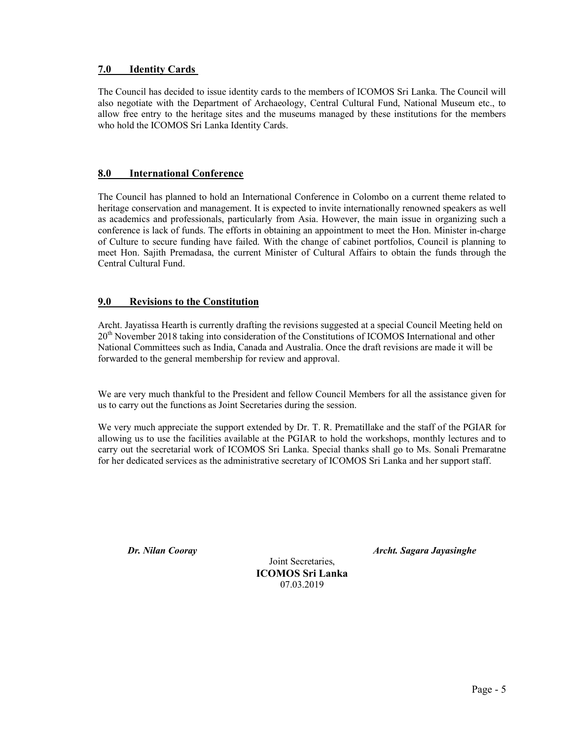## 7.0 Identity Cards

The Council has decided to issue identity cards to the members of ICOMOS Sri Lanka. The Council will also negotiate with the Department of Archaeology, Central Cultural Fund, National Museum etc., to allow free entry to the heritage sites and the museums managed by these institutions for the members who hold the ICOMOS Sri Lanka Identity Cards.

## 8.0 International Conference

The Council has planned to hold an International Conference in Colombo on a current theme related to heritage conservation and management. It is expected to invite internationally renowned speakers as well as academics and professionals, particularly from Asia. However, the main issue in organizing such a conference is lack of funds. The efforts in obtaining an appointment to meet the Hon. Minister in-charge of Culture to secure funding have failed. With the change of cabinet portfolios, Council is planning to meet Hon. Sajith Premadasa, the current Minister of Cultural Affairs to obtain the funds through the Central Cultural Fund.

## 9.0 Revisions to the Constitution

Archt. Jayatissa Hearth is currently drafting the revisions suggested at a special Council Meeting held on 20th November 2018 taking into consideration of the Constitutions of ICOMOS International and other National Committees such as India, Canada and Australia. Once the draft revisions are made it will be forwarded to the general membership for review and approval.

We are very much thankful to the President and fellow Council Members for all the assistance given for us to carry out the functions as Joint Secretaries during the session.

We very much appreciate the support extended by Dr. T. R. Prematillake and the staff of the PGIAR for allowing us to use the facilities available at the PGIAR to hold the workshops, monthly lectures and to carry out the secretarial work of ICOMOS Sri Lanka. Special thanks shall go to Ms. Sonali Premaratne for her dedicated services as the administrative secretary of ICOMOS Sri Lanka and her support staff.

***Dr. Nilan Cooray*** ***Archt. Sagara Jayasinghe***

Joint Secretaries,
**ICOMOS Sri Lanka**
07.03.2019